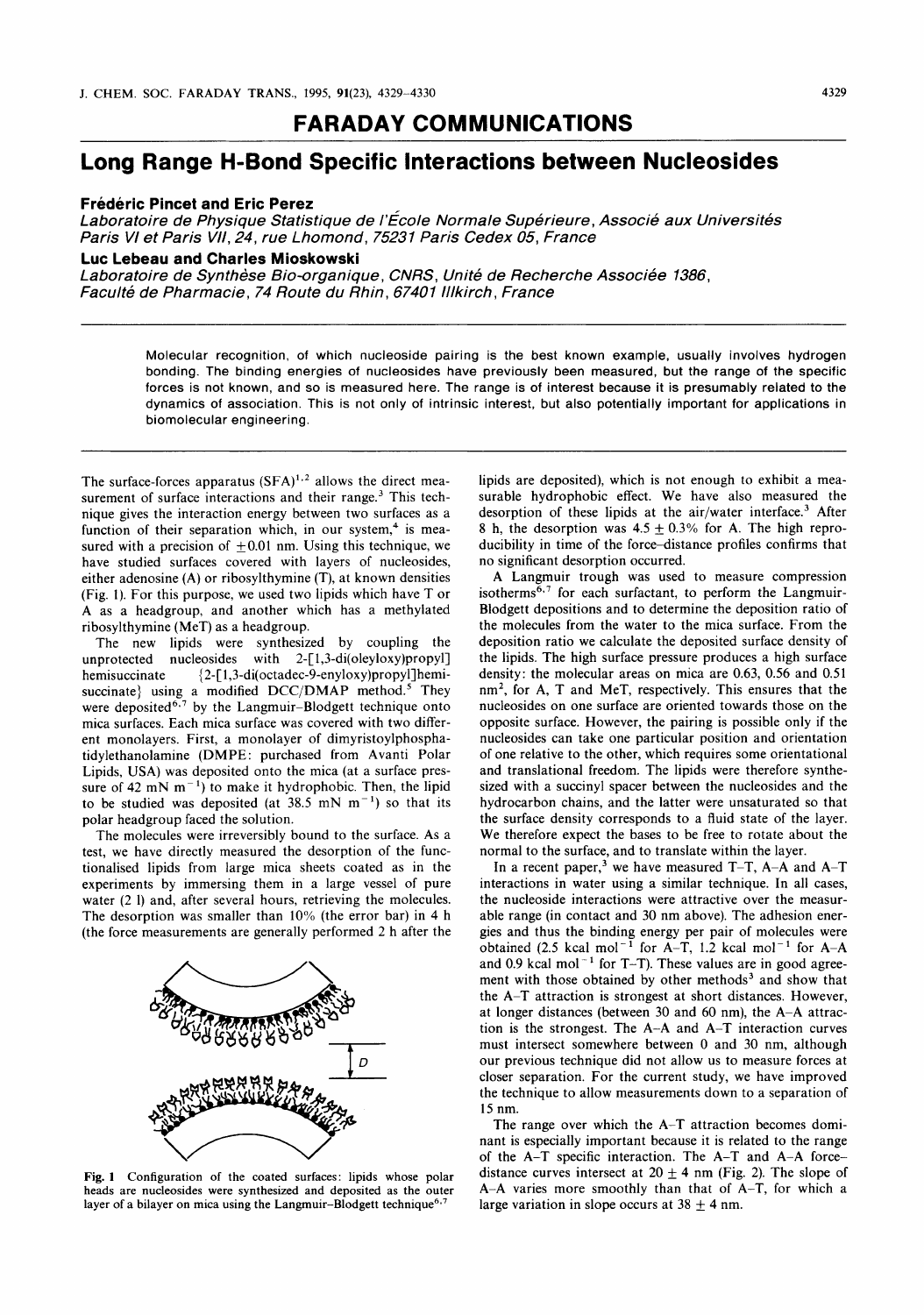# FARADAY COMMUNICATIONS

## Long Range H-Bond Specific Interactions between Nucleosides

**Frédéric Pincet and Eric Perez**

*Laboratoire de Physique Statistique de l'École Normale Supérieure, Associé aux Universités Paris VI et Paris VII, 24, rue Lhomond, 75231 Paris Cedex 05, France*

**Luc Lebeau and Charles Mioskowski**

*Laboratoire de Synthèse Bio-organique, CNRS, Unité de Recherche Associée 1386, Faculté de Pharmacie, 74 Route du Rhin, 67401 Illkirch, France*

Molecular recognition, of which nucleoside pairing is the best known example, usually involves hydrogen bonding. The binding energies of nucleosides have previously been measured, but the range of the specific forces is not known, and so is measured here. The range is of interest because it is presumably related to the dynamics of association. This is not only of intrinsic interest, but also potentially important for applications in biomolecular engineering.

The surface-forces apparatus (SFA)[1,2] allows the direct measurement of surface interactions and their range.[3] This technique gives the interaction energy between two surfaces as a function of their separation which, in our system,[4] is measured with a precision of $\pm 0.01$ nm. Using this technique, we have studied surfaces covered with layers of nucleosides, either adenosine (A) or ribosylthymine (T), at known densities (Fig. 1). For this purpose, we used two lipids which have T or A as a headgroup, and another which has a methylated ribosylthymine (MeT) as a headgroup.

The new lipids were synthesized by coupling the unprotected nucleosides with 2-[1,3-di(oleyloxy)propyl] hemisuccinate {2-[1,3-di(octadec-9-enyloxy)propyl]hemisuccinate} using a modified DCC/DMAP method.[5] They were deposited[6,7] by the Langmuir–Blodgett technique onto mica surfaces. Each mica surface was covered with two different monolayers. First, a monolayer of dimyristoylphosphatidylethanolamine (DMPE: purchased from Avanti Polar Lipids, USA) was deposited onto the mica (at a surface pressure of 42 mN $m^{-1}$) to make it hydrophobic. Then, the lipid to be studied was deposited (at 38.5 mN $m^{-1}$) so that its polar headgroup faced the solution.

The molecules were irreversibly bound to the surface. As a test, we have directly measured the desorption of the functionalised lipids from large mica sheets coated as in the experiments by immersing them in a large vessel of pure water (2 l) and, after several hours, retrieving the molecules. The desorption was smaller than 10% (the error bar) in 4 h (the force measurements are generally performed 2 h after the lipids are deposited), which is not enough to exhibit a measurable hydrophobic effect. We have also measured the desorption of these lipids at the air/water interface.[3] After 8 h, the desorption was $4.5 \pm 0.3\%$ for A. The high reproducibility in time of the force–distance profiles confirms that no significant desorption occurred.

Fig. 1 Configuration of the coated surfaces: lipids whose polar heads are nucleosides were synthesized and deposited as the outer layer of a bilayer on mica using the Langmuir–Blodgett technique[6,7]

A Langmuir trough was used to measure compression isotherms[6,7] for each surfactant, to perform the Langmuir-Blodgett depositions and to determine the deposition ratio of the molecules from the water to the mica surface. From the deposition ratio we calculate the deposited surface density of the lipids. The high surface pressure produces a high surface density: the molecular areas on mica are 0.63, 0.56 and 0.51 $nm^2$, for A, T and MeT, respectively. This ensures that the nucleosides on one surface are oriented towards those on the opposite surface. However, the pairing is possible only if the nucleosides can take one particular position and orientation of one relative to the other, which requires some orientational and translational freedom. The lipids were therefore synthesized with a succinyl spacer between the nucleosides and the hydrocarbon chains, and the latter were unsaturated so that the surface density corresponds to a fluid state of the layer. We therefore expect the bases to be free to rotate about the normal to the surface, and to translate within the layer.

In a recent paper,[3] we have measured T–T, A–A and A–T interactions in water using a similar technique. In all cases, the nucleoside interactions were attractive over the measurable range (in contact and 30 nm above). The adhesion energies and thus the binding energy per pair of molecules were obtained (2.5 kcal $mol^{-1}$ for A–T, 1.2 kcal $mol^{-1}$ for A–A and 0.9 kcal $mol^{-1}$ for T–T). These values are in good agreement with those obtained by other methods[3] and show that the A–T attraction is strongest at short distances. However, at longer distances (between 30 and 60 nm), the A–A attraction is the strongest. The A–A and A–T interaction curves must intersect somewhere between 0 and 30 nm, although our previous technique did not allow us to measure forces at closer separation. For the current study, we have improved the technique to allow measurements down to a separation of 15 nm.

The range over which the A–T attraction becomes dominant is especially important because it is related to the range of the A–T specific interaction. The A–T and A–A force-distance curves intersect at $20 \pm 4$ nm (Fig. 2). The slope of A–A varies more smoothly than that of A–T, for which a large variation in slope occurs at $38 \pm 4$ nm.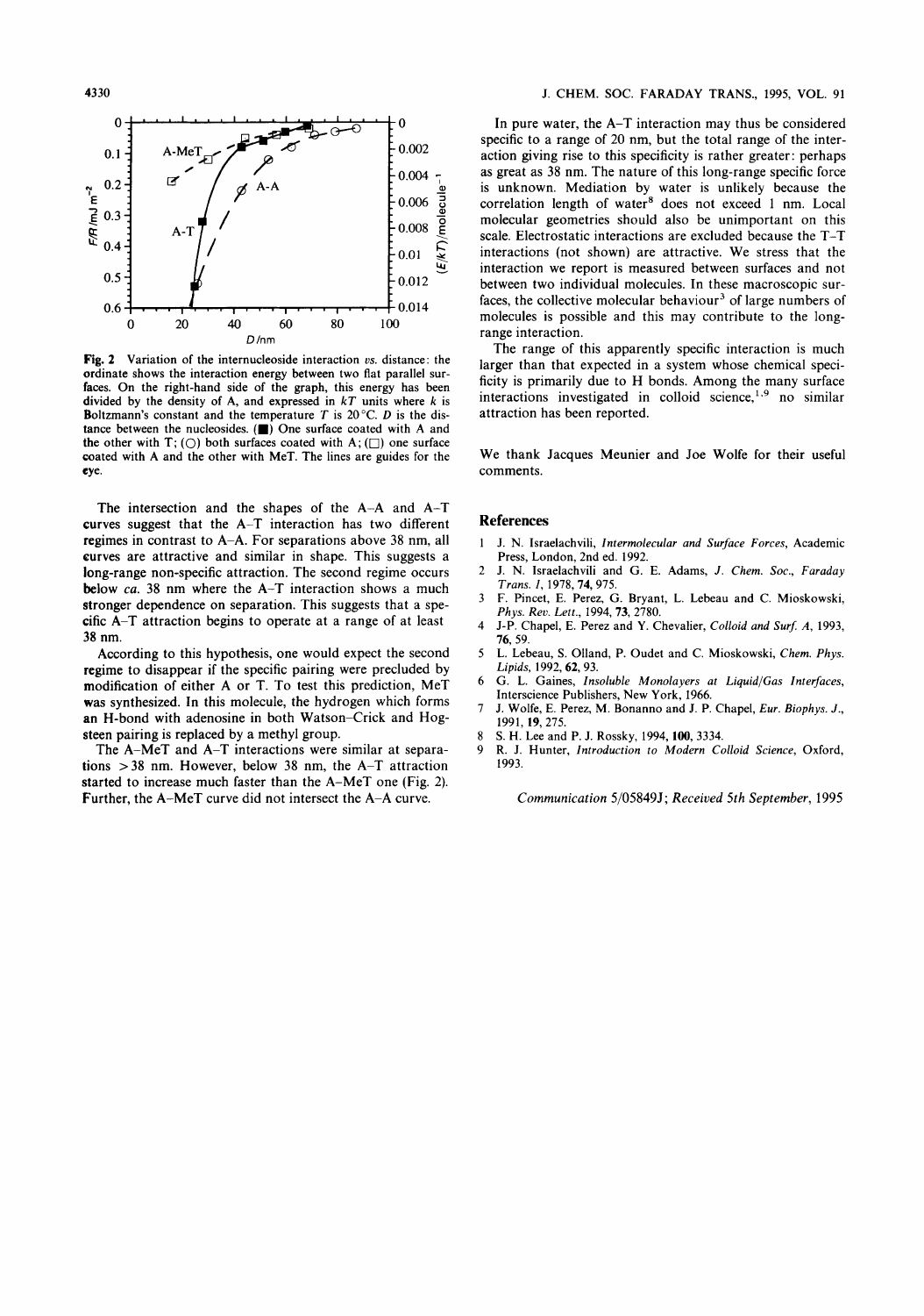0
0.1
0.2
0.3
0.4
0.5
0.6
$F/R$/mJ m$^{-2}$
0
0.002
0.004
0.006
0.008
0.01
0.012
0.014
$(E/kT)$/molecule$^{-1}$
0
20
40
60
80
100
$D$/nm
A-MeT
A-A
A-T

**Fig. 2** Variation of the internucleoside interaction *vs.* distance: the ordinate shows the interaction energy between two flat parallel surfaces. On the right-hand side of the graph, this energy has been divided by the density of A, and expressed in $kT$ units where $k$ is Boltzmann's constant and the temperature $T$ is 20 °C. $D$ is the distance between the nucleosides. (■) One surface coated with A and the other with T; (○) both surfaces coated with A; (□) one surface coated with A and the other with MeT. The lines are guides for the eye.

The intersection and the shapes of the A–A and A–T curves suggest that the A–T interaction has two different regimes in contrast to A–A. For separations above 38 nm, all curves are attractive and similar in shape. This suggests a long-range non-specific attraction. The second regime occurs below *ca.* 38 nm where the A–T interaction shows a much stronger dependence on separation. This suggests that a specific A–T attraction begins to operate at a range of at least 38 nm.

According to this hypothesis, one would expect the second regime to disappear if the specific pairing were precluded by modification of either A or T. To test this prediction, MeT was synthesized. In this molecule, the hydrogen which forms an H-bond with adenosine in both Watson–Crick and Hogsteen pairing is replaced by a methyl group.

The A–MeT and A–T interactions were similar at separations > 38 nm. However, below 38 nm, the A–T attraction started to increase much faster than the A–MeT one (Fig. 2). Further, the A–MeT curve did not intersect the A–A curve.

In pure water, the A–T interaction may thus be considered specific to a range of 20 nm, but the total range of the interaction giving rise to this specificity is rather greater: perhaps as great as 38 nm. The nature of this long-range specific force is unknown. Mediation by water is unlikely because the correlation length of water[8] does not exceed 1 nm. Local molecular geometries should also be unimportant on this scale. Electrostatic interactions are excluded because the T–T interactions (not shown) are attractive. We stress that the interaction we report is measured between surfaces and not between two individual molecules. In these macroscopic surfaces, the collective molecular behaviour[3] of large numbers of molecules is possible and this may contribute to the long-range interaction.

The range of this apparently specific interaction is much larger than that expected in a system whose chemical specificity is primarily due to H bonds. Among the many surface interactions investigated in colloid science,[1,9] no similar attraction has been reported.

We thank Jacques Meunier and Joe Wolfe for their useful comments.

## References

1. J. N. Israelachvili, *Intermolecular and Surface Forces*, Academic Press, London, 2nd ed. 1992.
2. J. N. Israelachvili and G. E. Adams, *J. Chem. Soc., Faraday Trans. 1*, 1978, **74**, 975.
3. F. Pincet, E. Perez, G. Bryant, L. Lebeau and C. Mioskowski, *Phys. Rev. Lett.*, 1994, **73**, 2780.
4. J-P. Chapel, E. Perez and Y. Chevalier, *Colloid and Surf. A*, 1993, **76**, 59.
5. L. Lebeau, S. Olland, P. Oudet and C. Mioskowski, *Chem. Phys. Lipids*, 1992, **62**, 93.
6. G. L. Gaines, *Insoluble Monolayers at Liquid/Gas Interfaces*, Interscience Publishers, New York, 1966.
7. J. Wolfe, E. Perez, M. Bonanno and J. P. Chapel, *Eur. Biophys. J.*, 1991, **19**, 275.
8. S. H. Lee and P. J. Rossky, 1994, **100**, 3334.
9. R. J. Hunter, *Introduction to Modern Colloid Science*, Oxford, 1993.

*Communication 5/05849J; Received 5th September, 1995*